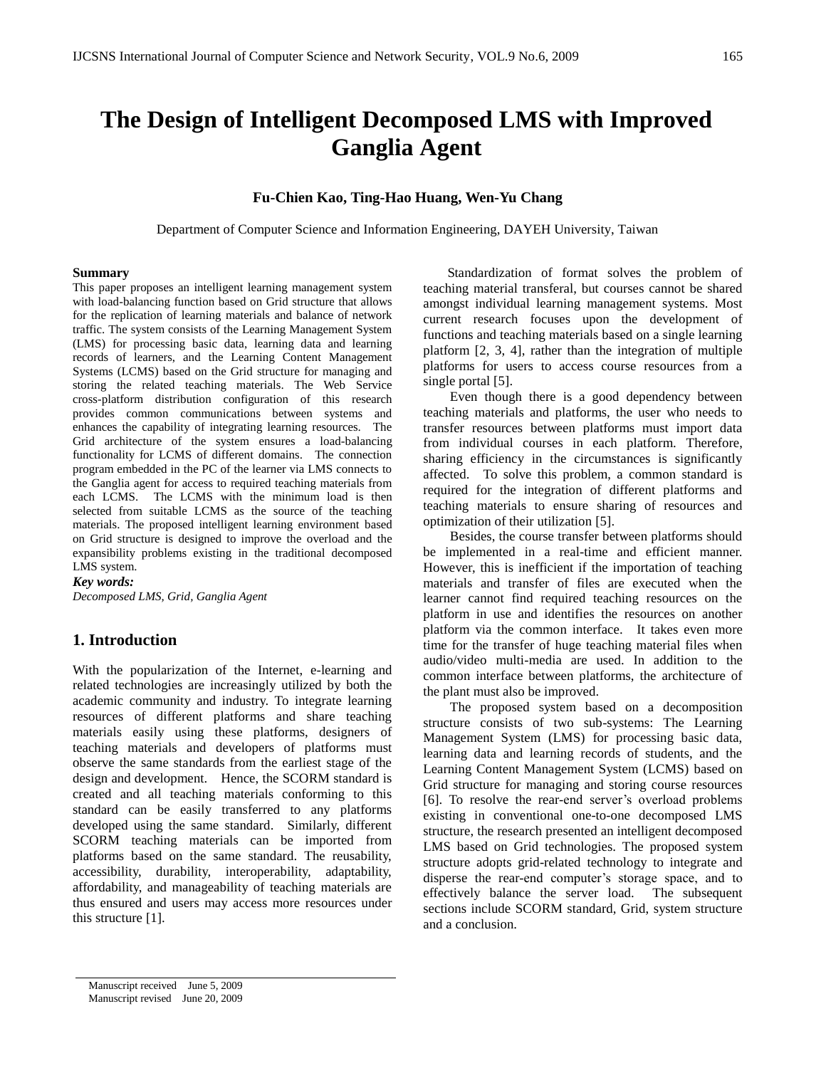# The Design of Intelligent Decomposed LMS with Improved Ganglia Agent

**Fu-Chien Kao, Ting-Hao Huang, Wen-Yu Chang**

Department of Computer Science and Information Engineering, DAYEH University, Taiwan

**Summary**

This paper proposes an intelligent learning management system with load-balancing function based on Grid structure that allows for the replication of learning materials and balance of network traffic. The system consists of the Learning Management System (LMS) for processing basic data, learning data and learning records of learners, and the Learning Content Management Systems (LCMS) based on the Grid structure for managing and storing the related teaching materials. The Web Service cross-platform distribution configuration of this research provides common communications between systems and enhances the capability of integrating learning resources. The Grid architecture of the system ensures a load-balancing functionality for LCMS of different domains. The connection program embedded in the PC of the learner via LMS connects to the Ganglia agent for access to required teaching materials from each LCMS. The LCMS with the minimum load is then selected from suitable LCMS as the source of the teaching materials. The proposed intelligent learning environment based on Grid structure is designed to improve the overload and the expansibility problems existing in the traditional decomposed LMS system.

***Key words:***

*Decomposed LMS, Grid, Ganglia Agent*

## 1. Introduction

With the popularization of the Internet, e-learning and related technologies are increasingly utilized by both the academic community and industry. To integrate learning resources of different platforms and share teaching materials easily using these platforms, designers of teaching materials and developers of platforms must observe the same standards from the earliest stage of the design and development. Hence, the SCORM standard is created and all teaching materials conforming to this standard can be easily transferred to any platforms developed using the same standard. Similarly, different SCORM teaching materials can be imported from platforms based on the same standard. The reusability, accessibility, durability, interoperability, adaptability, affordability, and manageability of teaching materials are thus ensured and users may access more resources under this structure [1].

Standardization of format solves the problem of teaching material transferal, but courses cannot be shared amongst individual learning management systems. Most current research focuses upon the development of functions and teaching materials based on a single learning platform [2, 3, 4], rather than the integration of multiple platforms for users to access course resources from a single portal [5].

Even though there is a good dependency between teaching materials and platforms, the user who needs to transfer resources between platforms must import data from individual courses in each platform. Therefore, sharing efficiency in the circumstances is significantly affected. To solve this problem, a common standard is required for the integration of different platforms and teaching materials to ensure sharing of resources and optimization of their utilization [5].

Besides, the course transfer between platforms should be implemented in a real-time and efficient manner. However, this is inefficient if the importation of teaching materials and transfer of files are executed when the learner cannot find required teaching resources on the platform in use and identifies the resources on another platform via the common interface. It takes even more time for the transfer of huge teaching material files when audio/video multi-media are used. In addition to the common interface between platforms, the architecture of the plant must also be improved.

The proposed system based on a decomposition structure consists of two sub-systems: The Learning Management System (LMS) for processing basic data, learning data and learning records of students, and the Learning Content Management System (LCMS) based on Grid structure for managing and storing course resources [6]. To resolve the rear-end server's overload problems existing in conventional one-to-one decomposed LMS structure, the research presented an intelligent decomposed LMS based on Grid technologies. The proposed system structure adopts grid-related technology to integrate and disperse the rear-end computer's storage space, and to effectively balance the server load. The subsequent sections include SCORM standard, Grid, system structure and a conclusion.

Manuscript received June 5, 2009
Manuscript revised June 20, 2009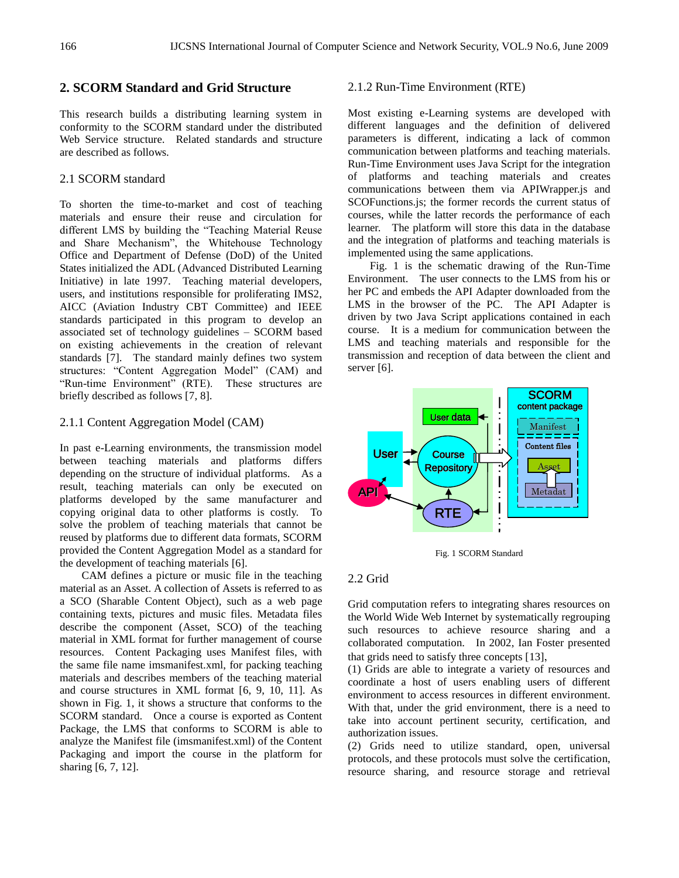## 2. SCORM Standard and Grid Structure

This research builds a distributing learning system in conformity to the SCORM standard under the distributed Web Service structure. Related standards and structure are described as follows.

### 2.1 SCORM standard

To shorten the time-to-market and cost of teaching materials and ensure their reuse and circulation for different LMS by building the "Teaching Material Reuse and Share Mechanism", the Whitehouse Technology Office and Department of Defense (DoD) of the United States initialized the ADL (Advanced Distributed Learning Initiative) in late 1997. Teaching material developers, users, and institutions responsible for proliferating IMS2, AICC (Aviation Industry CBT Committee) and IEEE standards participated in this program to develop an associated set of technology guidelines – SCORM based on existing achievements in the creation of relevant standards [7]. The standard mainly defines two system structures: "Content Aggregation Model" (CAM) and "Run-time Environment" (RTE). These structures are briefly described as follows [7, 8].

#### 2.1.1 Content Aggregation Model (CAM)

In past e-Learning environments, the transmission model between teaching materials and platforms differs depending on the structure of individual platforms. As a result, teaching materials can only be executed on platforms developed by the same manufacturer and copying original data to other platforms is costly. To solve the problem of teaching materials that cannot be reused by platforms due to different data formats, SCORM provided the Content Aggregation Model as a standard for the development of teaching materials [6].

CAM defines a picture or music file in the teaching material as an Asset. A collection of Assets is referred to as a SCO (Sharable Content Object), such as a web page containing texts, pictures and music files. Metadata files describe the component (Asset, SCO) of the teaching material in XML format for further management of course resources. Content Packaging uses Manifest files, with the same file name imsmanifest.xml, for packing teaching materials and describes members of the teaching material and course structures in XML format [6, 9, 10, 11]. As shown in Fig. 1, it shows a structure that conforms to the SCORM standard. Once a course is exported as Content Package, the LMS that conforms to SCORM is able to analyze the Manifest file (imsmanifest.xml) of the Content Packaging and import the course in the platform for sharing [6, 7, 12].

#### 2.1.2 Run-Time Environment (RTE)

Most existing e-Learning systems are developed with different languages and the definition of delivered parameters is different, indicating a lack of common communication between platforms and teaching materials. Run-Time Environment uses Java Script for the integration of platforms and teaching materials and creates communications between them via APIWrapper.js and SCOFunctions.js; the former records the current status of courses, while the latter records the performance of each learner. The platform will store this data in the database and the integration of platforms and teaching materials is implemented using the same applications.

Fig. 1 is the schematic drawing of the Run-Time Environment. The user connects to the LMS from his or her PC and embeds the API Adapter downloaded from the LMS in the browser of the PC. The API Adapter is driven by two Java Script applications contained in each course. It is a medium for communication between the LMS and teaching materials and responsible for the transmission and reception of data between the client and server [6].

Fig. 1 SCORM Standard

### 2.2 Grid

Grid computation refers to integrating shares resources on the World Wide Web Internet by systematically regrouping such resources to achieve resource sharing and a collaborated computation. In 2002, Ian Foster presented that grids need to satisfy three concepts [13],

(1) Grids are able to integrate a variety of resources and coordinate a host of users enabling users of different environment to access resources in different environment. With that, under the grid environment, there is a need to take into account pertinent security, certification, and authorization issues.

(2) Grids need to utilize standard, open, universal protocols, and these protocols must solve the certification, resource sharing, and resource storage and retrieval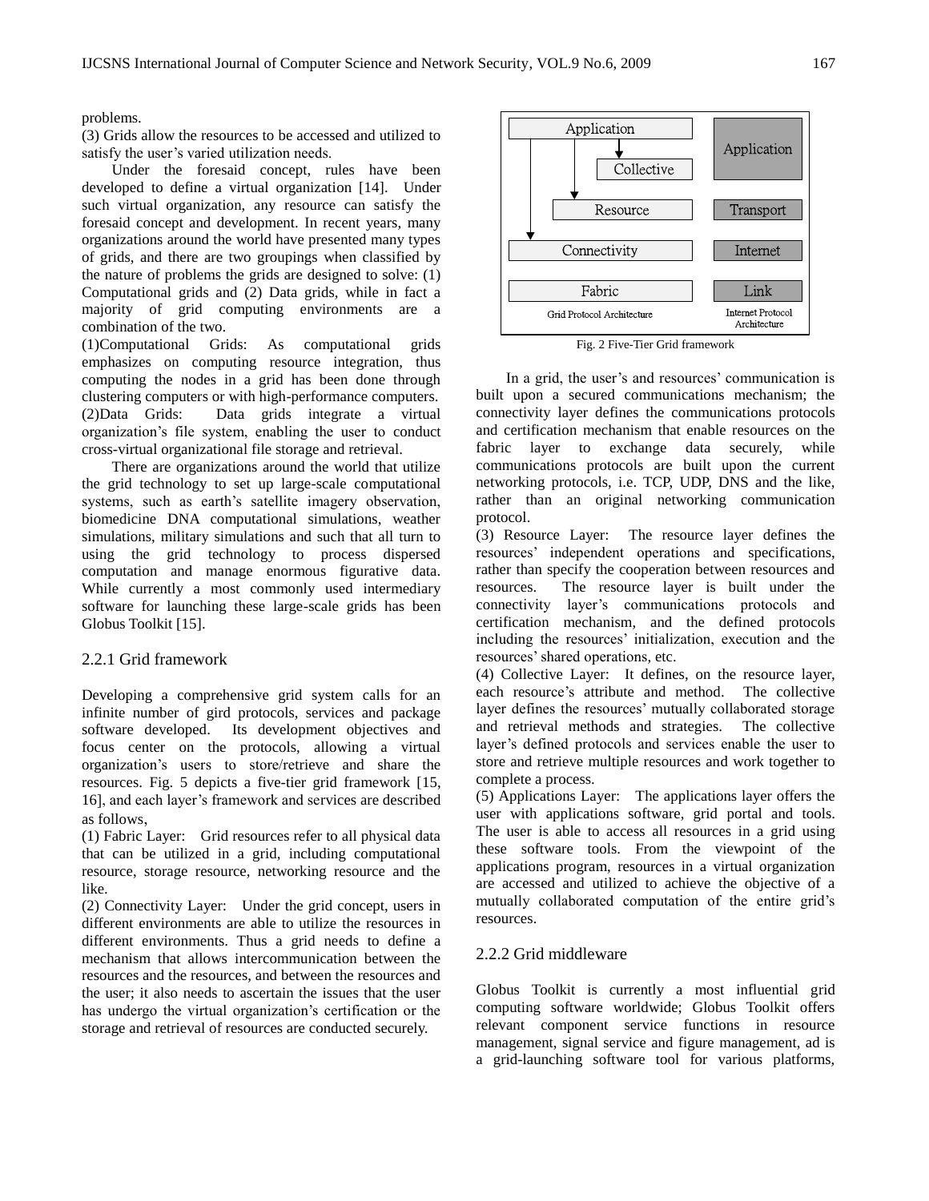problems.

(3) Grids allow the resources to be accessed and utilized to satisfy the user's varied utilization needs.

Under the foresaid concept, rules have been developed to define a virtual organization [14]. Under such virtual organization, any resource can satisfy the foresaid concept and development. In recent years, many organizations around the world have presented many types of grids, and there are two groupings when classified by the nature of problems the grids are designed to solve: (1) Computational grids and (2) Data grids, while in fact a majority of grid computing environments are a combination of the two.

(1)Computational Grids: As computational grids emphasizes on computing resource integration, thus computing the nodes in a grid has been done through clustering computers or with high-performance computers.

(2)Data Grids: Data grids integrate a virtual organization's file system, enabling the user to conduct cross-virtual organizational file storage and retrieval.

There are organizations around the world that utilize the grid technology to set up large-scale computational systems, such as earth's satellite imagery observation, biomedicine DNA computational simulations, weather simulations, military simulations and such that all turn to using the grid technology to process dispersed computation and manage enormous figurative data. While currently a most commonly used intermediary software for launching these large-scale grids has been Globus Toolkit [15].

### 2.2.1 Grid framework

Developing a comprehensive grid system calls for an infinite number of gird protocols, services and package software developed. Its development objectives and focus center on the protocols, allowing a virtual organization's users to store/retrieve and share the resources. Fig. 5 depicts a five-tier grid framework [15, 16], and each layer's framework and services are described as follows,

(1) Fabric Layer: Grid resources refer to all physical data that can be utilized in a grid, including computational resource, storage resource, networking resource and the like.

(2) Connectivity Layer: Under the grid concept, users in different environments are able to utilize the resources in different environments. Thus a grid needs to define a mechanism that allows intercommunication between the resources and the resources, and between the resources and the user; it also needs to ascertain the issues that the user has undergo the virtual organization's certification or the storage and retrieval of resources are conducted securely.

| Grid Protocol Architecture | Internet Protocol Architecture |
|---|---|
| Application / Collective | Application |
| Resource | Transport |
| Connectivity | Internet |
| Fabric | Link |

Fig. 2 Five-Tier Grid framework

In a grid, the user's and resources' communication is built upon a secured communications mechanism; the connectivity layer defines the communications protocols and certification mechanism that enable resources on the fabric layer to exchange data securely, while communications protocols are built upon the current networking protocols, i.e. TCP, UDP, DNS and the like, rather than an original networking communication protocol.

(3) Resource Layer: The resource layer defines the resources' independent operations and specifications, rather than specify the cooperation between resources and resources. The resource layer is built under the connectivity layer's communications protocols and certification mechanism, and the defined protocols including the resources' initialization, execution and the resources' shared operations, etc.

(4) Collective Layer: It defines, on the resource layer, each resource's attribute and method. The collective layer defines the resources' mutually collaborated storage and retrieval methods and strategies. The collective layer's defined protocols and services enable the user to store and retrieve multiple resources and work together to complete a process.

(5) Applications Layer: The applications layer offers the user with applications software, grid portal and tools. The user is able to access all resources in a grid using these software tools. From the viewpoint of the applications program, resources in a virtual organization are accessed and utilized to achieve the objective of a mutually collaborated computation of the entire grid's resources.

### 2.2.2 Grid middleware

Globus Toolkit is currently a most influential grid computing software worldwide; Globus Toolkit offers relevant component service functions in resource management, signal service and figure management, ad is a grid-launching software tool for various platforms,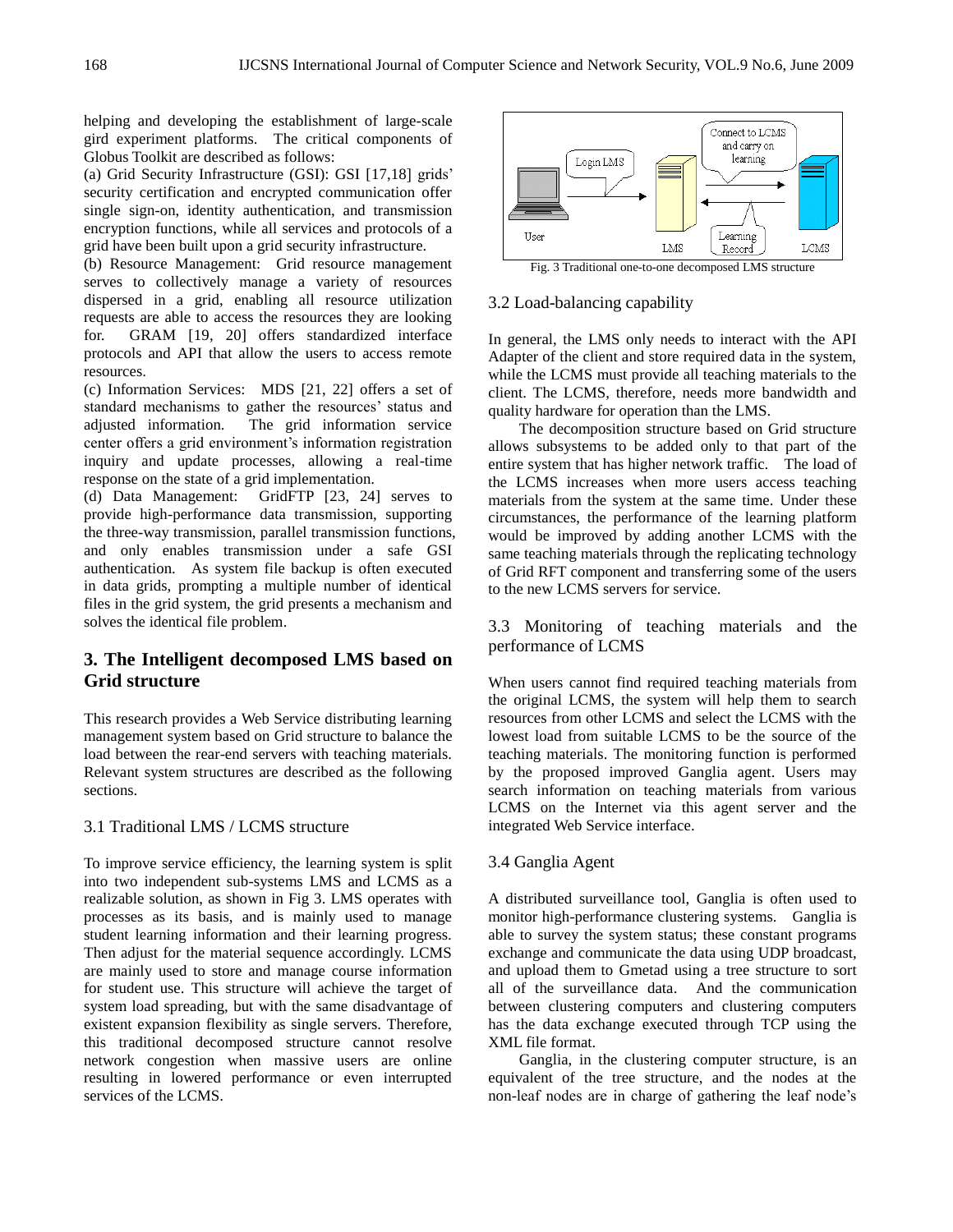helping and developing the establishment of large-scale gird experiment platforms. The critical components of Globus Toolkit are described as follows:

(a) Grid Security Infrastructure (GSI): GSI [17,18] grids' security certification and encrypted communication offer single sign-on, identity authentication, and transmission encryption functions, while all services and protocols of a grid have been built upon a grid security infrastructure.

(b) Resource Management: Grid resource management serves to collectively manage a variety of resources dispersed in a grid, enabling all resource utilization requests are able to access the resources they are looking for. GRAM [19, 20] offers standardized interface protocols and API that allow the users to access remote resources.

(c) Information Services: MDS [21, 22] offers a set of standard mechanisms to gather the resources' status and adjusted information. The grid information service center offers a grid environment's information registration inquiry and update processes, allowing a real-time response on the state of a grid implementation.

(d) Data Management: GridFTP [23, 24] serves to provide high-performance data transmission, supporting the three-way transmission, parallel transmission functions, and only enables transmission under a safe GSI authentication. As system file backup is often executed in data grids, prompting a multiple number of identical files in the grid system, the grid presents a mechanism and solves the identical file problem.

## 3. The Intelligent decomposed LMS based on Grid structure

This research provides a Web Service distributing learning management system based on Grid structure to balance the load between the rear-end servers with teaching materials. Relevant system structures are described as the following sections.

### 3.1 Traditional LMS / LCMS structure

To improve service efficiency, the learning system is split into two independent sub-systems LMS and LCMS as a realizable solution, as shown in Fig 3. LMS operates with processes as its basis, and is mainly used to manage student learning information and their learning progress. Then adjust for the material sequence accordingly. LCMS are mainly used to store and manage course information for student use. This structure will achieve the target of system load spreading, but with the same disadvantage of existent expansion flexibility as single servers. Therefore, this traditional decomposed structure cannot resolve network congestion when massive users are online resulting in lowered performance or even interrupted services of the LCMS.

Fig. 3 Traditional one-to-one decomposed LMS structure

### 3.2 Load-balancing capability

In general, the LMS only needs to interact with the API Adapter of the client and store required data in the system, while the LCMS must provide all teaching materials to the client. The LCMS, therefore, needs more bandwidth and quality hardware for operation than the LMS.

The decomposition structure based on Grid structure allows subsystems to be added only to that part of the entire system that has higher network traffic. The load of the LCMS increases when more users access teaching materials from the system at the same time. Under these circumstances, the performance of the learning platform would be improved by adding another LCMS with the same teaching materials through the replicating technology of Grid RFT component and transferring some of the users to the new LCMS servers for service.

### 3.3 Monitoring of teaching materials and the performance of LCMS

When users cannot find required teaching materials from the original LCMS, the system will help them to search resources from other LCMS and select the LCMS with the lowest load from suitable LCMS to be the source of the teaching materials. The monitoring function is performed by the proposed improved Ganglia agent. Users may search information on teaching materials from various LCMS on the Internet via this agent server and the integrated Web Service interface.

### 3.4 Ganglia Agent

A distributed surveillance tool, Ganglia is often used to monitor high-performance clustering systems. Ganglia is able to survey the system status; these constant programs exchange and communicate the data using UDP broadcast, and upload them to Gmetad using a tree structure to sort all of the surveillance data. And the communication between clustering computers and clustering computers has the data exchange executed through TCP using the XML file format.

Ganglia, in the clustering computer structure, is an equivalent of the tree structure, and the nodes at the non-leaf nodes are in charge of gathering the leaf node's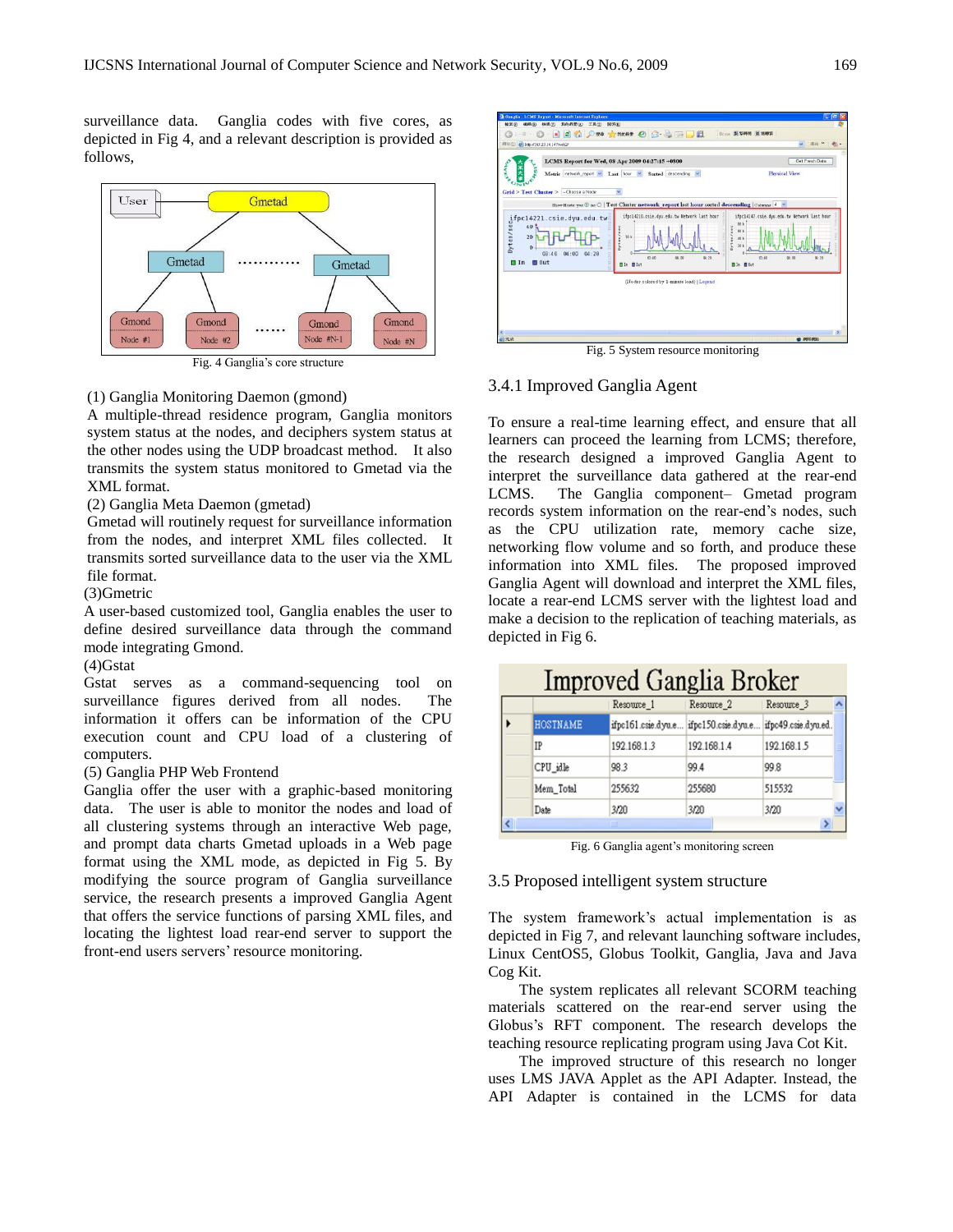surveillance data. Ganglia codes with five cores, as depicted in Fig 4, and a relevant description is provided as follows,

Fig. 4 Ganglia's core structure

(1) Ganglia Monitoring Daemon (gmond)
A multiple-thread residence program, Ganglia monitors system status at the nodes, and deciphers system status at the other nodes using the UDP broadcast method. It also transmits the system status monitored to Gmetad via the XML format.
(2) Ganglia Meta Daemon (gmetad)
Gmetad will routinely request for surveillance information from the nodes, and interpret XML files collected. It transmits sorted surveillance data to the user via the XML file format.
(3)Gmetric
A user-based customized tool, Ganglia enables the user to define desired surveillance data through the command mode integrating Gmond.
(4)Gstat
Gstat serves as a command-sequencing tool on surveillance figures derived from all nodes. The information it offers can be information of the CPU execution count and CPU load of a clustering of computers.
(5) Ganglia PHP Web Frontend
Ganglia offer the user with a graphic-based monitoring data. The user is able to monitor the nodes and load of all clustering systems through an interactive Web page, and prompt data charts Gmetad uploads in a Web page format using the XML mode, as depicted in Fig 5. By modifying the source program of Ganglia surveillance service, the research presents a improved Ganglia Agent that offers the service functions of parsing XML files, and locating the lightest load rear-end server to support the front-end users servers' resource monitoring.

Fig. 5 System resource monitoring

### 3.4.1 Improved Ganglia Agent

To ensure a real-time learning effect, and ensure that all learners can proceed the learning from LCMS; therefore, the research designed a improved Ganglia Agent to interpret the surveillance data gathered at the rear-end LCMS. The Ganglia component– Gmetad program records system information on the rear-end's nodes, such as the CPU utilization rate, memory cache size, networking flow volume and so forth, and produce these information into XML files. The proposed improved Ganglia Agent will download and interpret the XML files, locate a rear-end LCMS server with the lightest load and make a decision to the replication of teaching materials, as depicted in Fig 6.

Improved Ganglia Broker

| | Resource_1 | Resource_2 | Resource_3 |
|---|---|---|---|
| HOSTNAME | ifpc161.csie.dyu.e... | ifpc150.csie.dyu.e... | ifpc49.csie.dyu.ed.. |
| IP | 192.168.1.3 | 192.168.1.4 | 192.168.1.5 |
| CPU_idle | 98.3 | 99.4 | 99.8 |
| Mem_Total | 255632 | 255680 | 515532 |
| Date | 3/20 | 3/20 | 3/20 |

Fig. 6 Ganglia agent's monitoring screen

## 3.5 Proposed intelligent system structure

The system framework's actual implementation is as depicted in Fig 7, and relevant launching software includes, Linux CentOS5, Globus Toolkit, Ganglia, Java and Java Cog Kit.

The system replicates all relevant SCORM teaching materials scattered on the rear-end server using the Globus's RFT component. The research develops the teaching resource replicating program using Java Cot Kit.

The improved structure of this research no longer uses LMS JAVA Applet as the API Adapter. Instead, the API Adapter is contained in the LCMS for data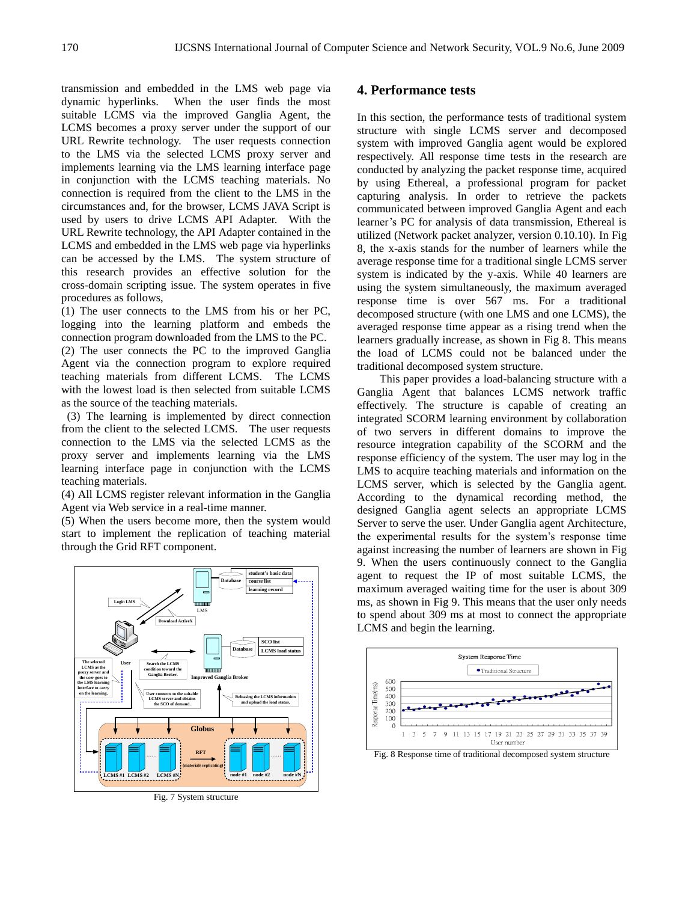transmission and embedded in the LMS web page via dynamic hyperlinks. When the user finds the most suitable LCMS via the improved Ganglia Agent, the LCMS becomes a proxy server under the support of our URL Rewrite technology. The user requests connection to the LMS via the selected LCMS proxy server and implements learning via the LMS learning interface page in conjunction with the LCMS teaching materials. No connection is required from the client to the LMS in the circumstances and, for the browser, LCMS JAVA Script is used by users to drive LCMS API Adapter. With the URL Rewrite technology, the API Adapter contained in the LCMS and embedded in the LMS web page via hyperlinks can be accessed by the LMS. The system structure of this research provides an effective solution for the cross-domain scripting issue. The system operates in five procedures as follows,

(1) The user connects to the LMS from his or her PC, logging into the learning platform and embeds the connection program downloaded from the LMS to the PC.

(2) The user connects the PC to the improved Ganglia Agent via the connection program to explore required teaching materials from different LCMS. The LCMS with the lowest load is then selected from suitable LCMS as the source of the teaching materials.

(3) The learning is implemented by direct connection from the client to the selected LCMS. The user requests connection to the LMS via the selected LCMS as the proxy server and implements learning via the LMS learning interface page in conjunction with the LCMS teaching materials.

(4) All LCMS register relevant information in the Ganglia Agent via Web service in a real-time manner.

(5) When the users become more, then the system would start to implement the replication of teaching material through the Grid RFT component.

Fig. 7 System structure

## 4. Performance tests

In this section, the performance tests of traditional system structure with single LCMS server and decomposed system with improved Ganglia agent would be explored respectively. All response time tests in the research are conducted by analyzing the packet response time, acquired by using Ethereal, a professional program for packet capturing analysis. In order to retrieve the packets communicated between improved Ganglia Agent and each learner's PC for analysis of data transmission, Ethereal is utilized (Network packet analyzer, version 0.10.10). In Fig 8, the x-axis stands for the number of learners while the average response time for a traditional single LCMS server system is indicated by the y-axis. While 40 learners are using the system simultaneously, the maximum averaged response time is over 567 ms. For a traditional decomposed structure (with one LMS and one LCMS), the averaged response time appear as a rising trend when the learners gradually increase, as shown in Fig 8. This means the load of LCMS could not be balanced under the traditional decomposed system structure.

This paper provides a load-balancing structure with a Ganglia Agent that balances LCMS network traffic effectively. The structure is capable of creating an integrated SCORM learning environment by collaboration of two servers in different domains to improve the resource integration capability of the SCORM and the response efficiency of the system. The user may log in the LMS to acquire teaching materials and information on the LCMS server, which is selected by the Ganglia agent. According to the dynamical recording method, the designed Ganglia agent selects an appropriate LCMS Server to serve the user. Under Ganglia agent Architecture, the experimental results for the system's response time against increasing the number of learners are shown in Fig 9. When the users continuously connect to the Ganglia agent to request the IP of most suitable LCMS, the maximum averaged waiting time for the user is about 309 ms, as shown in Fig 9. This means that the user only needs to spend about 309 ms at most to connect the appropriate LCMS and begin the learning.

Fig. 8 Response time of traditional decomposed system structure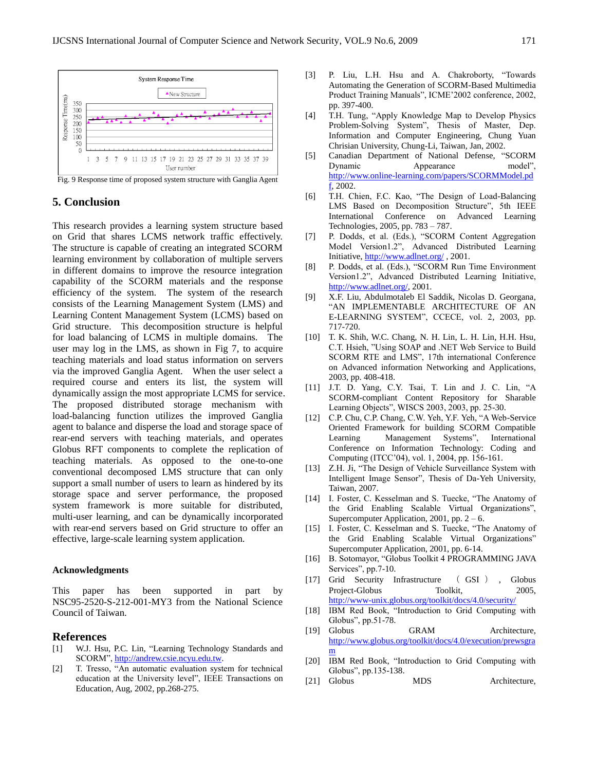Fig. 9 Response time of proposed system structure with Ganglia Agent

## 5. Conclusion

This research provides a learning system structure based on Grid that shares LCMS network traffic effectively. The structure is capable of creating an integrated SCORM learning environment by collaboration of multiple servers in different domains to improve the resource integration capability of the SCORM materials and the response efficiency of the system. The system of the research consists of the Learning Management System (LMS) and Learning Content Management System (LCMS) based on Grid structure. This decomposition structure is helpful for load balancing of LCMS in multiple domains. The user may log in the LMS, as shown in Fig 7, to acquire teaching materials and load status information on servers via the improved Ganglia Agent. When the user select a required course and enters its list, the system will dynamically assign the most appropriate LCMS for service. The proposed distributed storage mechanism with load-balancing function utilizes the improved Ganglia agent to balance and disperse the load and storage space of rear-end servers with teaching materials, and operates Globus RFT components to complete the replication of teaching materials. As opposed to the one-to-one conventional decomposed LMS structure that can only support a small number of users to learn as hindered by its storage space and server performance, the proposed system framework is more suitable for distributed, multi-user learning, and can be dynamically incorporated with rear-end servers based on Grid structure to offer an effective, large-scale learning system application.

### Acknowledgments

This paper has been supported in part by NSC95-2520-S-212-001-MY3 from the National Science Council of Taiwan.

## References

[1] W.J. Hsu, P.C. Lin, "Learning Technology Standards and SCORM", http://andrew.csie.ncyu.edu.tw.

[2] T. Tresso, "An automatic evaluation system for technical education at the University level", IEEE Transactions on Education, Aug, 2002, pp.268-275.

[3] P. Liu, L.H. Hsu and A. Chakroborty, "Towards Automating the Generation of SCORM-Based Multimedia Product Training Manuals", ICME'2002 conference, 2002, pp. 397-400.

[4] T.H. Tung, "Apply Knowledge Map to Develop Physics Problem-Solving System", Thesis of Master, Dep. Information and Computer Engineering, Chung Yuan Chrisian University, Chung-Li, Taiwan, Jan, 2002.

[5] Canadian Department of National Defense, "SCORM Dynamic Appearance model", http://www.online-learning.com/papers/SCORMModel.pdf, 2002.

[6] T.H. Chien, F.C. Kao, "The Design of Load-Balancing LMS Based on Decomposition Structure", 5th IEEE International Conference on Advanced Learning Technologies, 2005, pp. 783 – 787.

[7] P. Dodds, et al. (Eds.), "SCORM Content Aggregation Model Version1.2", Advanced Distributed Learning Initiative, http://www.adlnet.org/ , 2001.

[8] P. Dodds, et al. (Eds.), "SCORM Run Time Environment Version1.2", Advanced Distributed Learning Initiative, http://www.adlnet.org/, 2001.

[9] X.F. Liu, Abdulmotaleb El Saddik, Nicolas D. Georgana, "AN IMPLEMENTABLE ARCHITECTURE OF AN E-LEARNING SYSTEM", CCECE, vol. 2, 2003, pp. 717-720.

[10] T. K. Shih, W.C. Chang, N. H. Lin, L. H. Lin, H.H. Hsu, C.T. Hsieh, "Using SOAP and .NET Web Service to Build SCORM RTE and LMS", 17th international Conference on Advanced information Networking and Applications, 2003, pp. 408-418.

[11] J.T. D. Yang, C.Y. Tsai, T. Lin and J. C. Lin, "A SCORM-compliant Content Repository for Sharable Learning Objects", WISCS 2003, 2003, pp. 25-30.

[12] C.P. Chu, C.P. Chang, C.W. Yeh, Y.F. Yeh, "A Web-Service Oriented Framework for building SCORM Compatible Learning Management Systems", International Conference on Information Technology: Coding and Computing (ITCC'04), vol. 1, 2004, pp. 156-161.

[13] Z.H. Ji, "The Design of Vehicle Surveillance System with Intelligent Image Sensor", Thesis of Da-Yeh University, Taiwan, 2007.

[14] I. Foster, C. Kesselman and S. Tuecke, "The Anatomy of the Grid Enabling Scalable Virtual Organizations", Supercomputer Application, 2001, pp. 2 – 6.

[15] I. Foster, C. Kesselman and S. Tuecke, "The Anatomy of the Grid Enabling Scalable Virtual Organizations" Supercomputer Application, 2001, pp. 6-14.

[16] B. Sotomayor, "Globus Toolkit 4 PROGRAMMING JAVA Services", pp.7-10.

[17] Grid Security Infrastructure （GSI）, Globus Project-Globus Toolkit, 2005, http://www-unix.globus.org/toolkit/docs/4.0/security/

[18] IBM Red Book, "Introduction to Grid Computing with Globus", pp.51-78.

[19] Globus GRAM Architecture, http://www.globus.org/toolkit/docs/4.0/execution/prewsgram

[20] IBM Red Book, "Introduction to Grid Computing with Globus", pp.135-138.

[21] Globus MDS Architecture,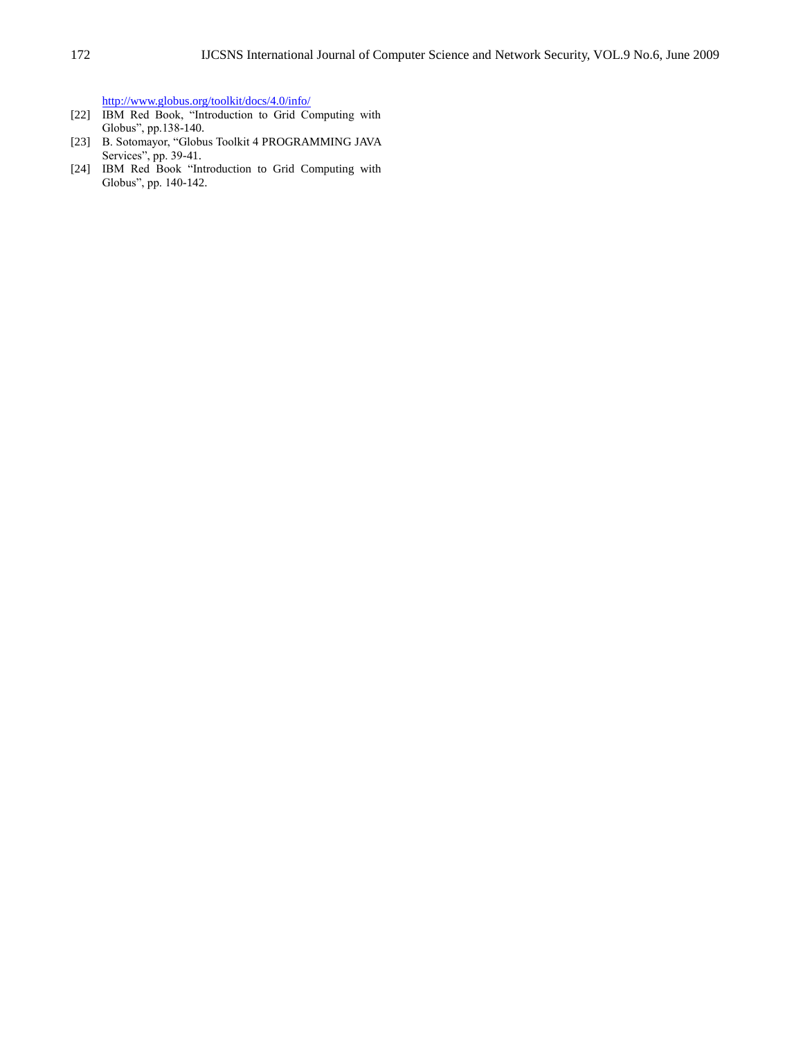http://www.globus.org/toolkit/docs/4.0/info/

[22] IBM Red Book, "Introduction to Grid Computing with Globus", pp.138-140.

[23] B. Sotomayor, "Globus Toolkit 4 PROGRAMMING JAVA Services", pp. 39-41.

[24] IBM Red Book "Introduction to Grid Computing with Globus", pp. 140-142.